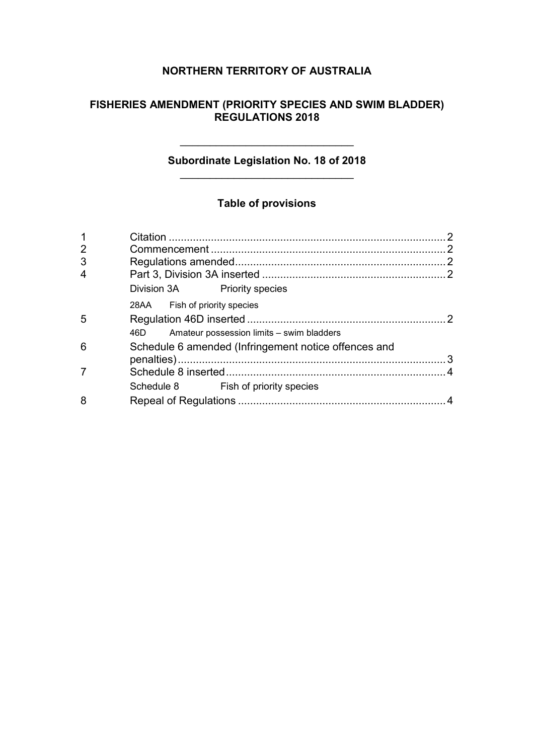# NORTHERN TERRITORY OF AUSTRALIA

## FISHERIES AMENDMENT (PRIORITY SPECIES AND SWIM BLADDER) REGULATIONS 2018

---

**Subordinate Legislation No. 18 of 2018**

---

### Table of provisions

| | | |
|---|---|---|
| 1 | Citation | 2 |
| 2 | Commencement | 2 |
| 3 | Regulations amended | 2 |
| 4 | Part 3, Division 3A inserted | 2 |
| | Division 3A Priority species | |
| | 28AA Fish of priority species | |
| 5 | Regulation 46D inserted | 2 |
| | 46D Amateur possession limits – swim bladders | |
| 6 | Schedule 6 amended (Infringement notice offences and penalties) | 3 |
| 7 | Schedule 8 inserted | 4 |
| | Schedule 8 Fish of priority species | |
| 8 | Repeal of Regulations | 4 |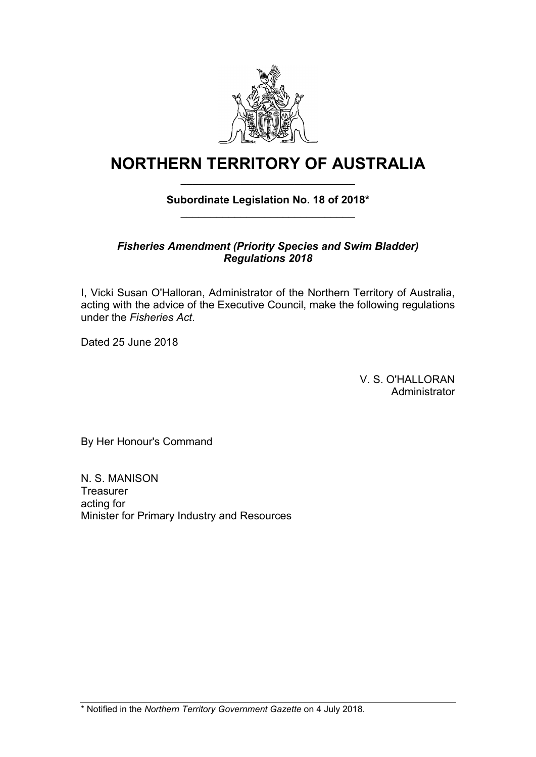# NORTHERN TERRITORY OF AUSTRALIA

**Subordinate Legislation No. 18 of 2018***

***Fisheries Amendment (Priority Species and Swim Bladder) Regulations 2018***

I, Vicki Susan O'Halloran, Administrator of the Northern Territory of Australia, acting with the advice of the Executive Council, make the following regulations under the *Fisheries Act*.

Dated 25 June 2018

V. S. O'HALLORAN
Administrator

By Her Honour's Command

N. S. MANISON
Treasurer
acting for
Minister for Primary Industry and Resources

* Notified in the *Northern Territory Government Gazette* on 4 July 2018.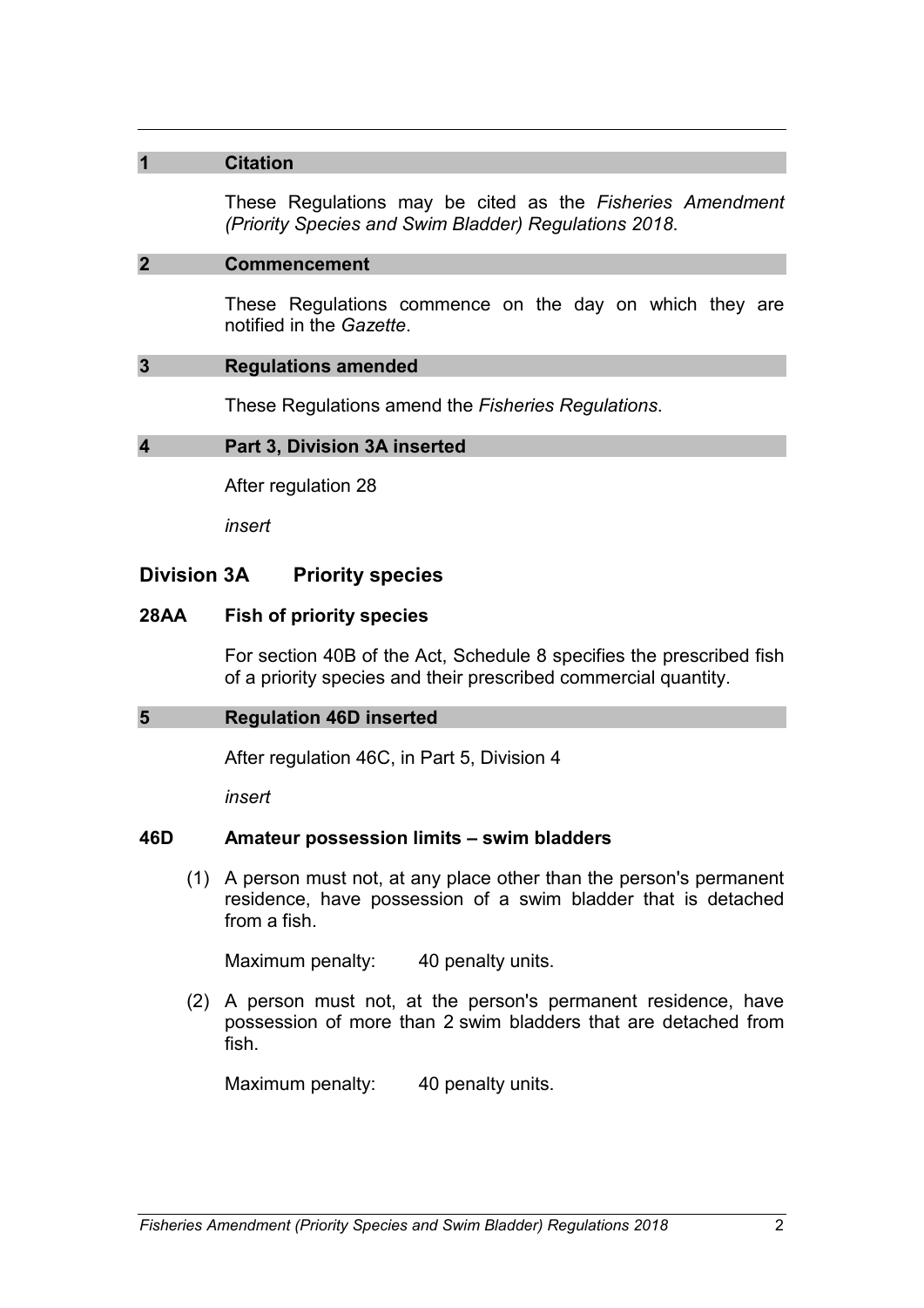## 1 Citation

These Regulations may be cited as the *Fisheries Amendment (Priority Species and Swim Bladder) Regulations 2018*.

## 2 Commencement

These Regulations commence on the day on which they are notified in the *Gazette*.

## 3 Regulations amended

These Regulations amend the *Fisheries Regulations*.

## 4 Part 3, Division 3A inserted

After regulation 28

*insert*

### Division 3A Priority species

**28AA Fish of priority species**

For section 40B of the Act, Schedule 8 specifies the prescribed fish of a priority species and their prescribed commercial quantity.

## 5 Regulation 46D inserted

After regulation 46C, in Part 5, Division 4

*insert*

**46D Amateur possession limits – swim bladders**

(1) A person must not, at any place other than the person's permanent residence, have possession of a swim bladder that is detached from a fish.

Maximum penalty: 40 penalty units.

(2) A person must not, at the person's permanent residence, have possession of more than 2 swim bladders that are detached from fish.

Maximum penalty: 40 penalty units.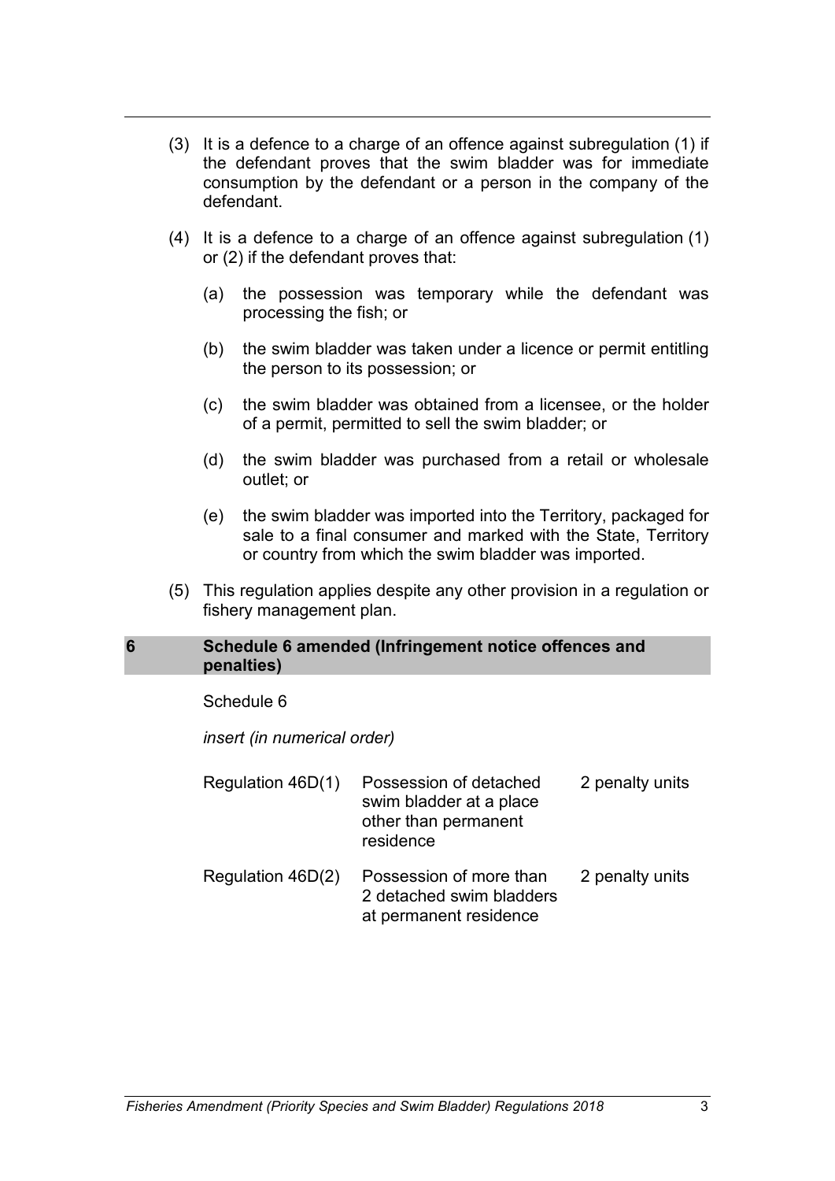(3) It is a defence to a charge of an offence against subregulation (1) if the defendant proves that the swim bladder was for immediate consumption by the defendant or a person in the company of the defendant.

(4) It is a defence to a charge of an offence against subregulation (1) or (2) if the defendant proves that:

(a) the possession was temporary while the defendant was processing the fish; or

(b) the swim bladder was taken under a licence or permit entitling the person to its possession; or

(c) the swim bladder was obtained from a licensee, or the holder of a permit, permitted to sell the swim bladder; or

(d) the swim bladder was purchased from a retail or wholesale outlet; or

(e) the swim bladder was imported into the Territory, packaged for sale to a final consumer and marked with the State, Territory or country from which the swim bladder was imported.

(5) This regulation applies despite any other provision in a regulation or fishery management plan.

## 6 Schedule 6 amended (Infringement notice offences and penalties)

Schedule 6

*insert (in numerical order)*

| | | |
|---|---|---|
| Regulation 46D(1) | Possession of detached swim bladder at a place other than permanent residence | 2 penalty units |
| Regulation 46D(2) | Possession of more than 2 detached swim bladders at permanent residence | 2 penalty units |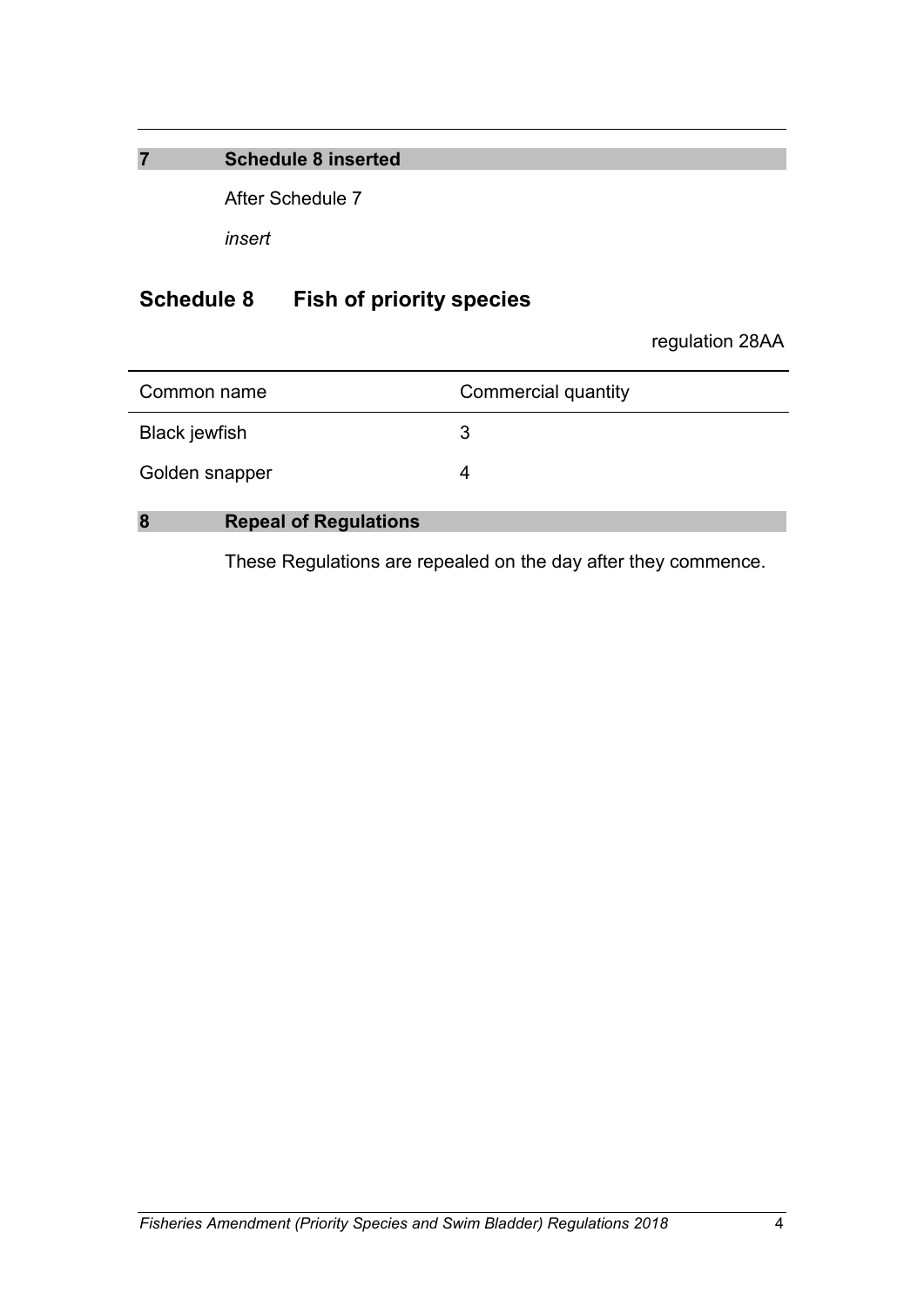## 7 Schedule 8 inserted

After Schedule 7

*insert*

## Schedule 8 Fish of priority species

regulation 28AA

| Common name | Commercial quantity |
|---|---|
| Black jewfish | 3 |
| Golden snapper | 4 |

## 8 Repeal of Regulations

These Regulations are repealed on the day after they commence.